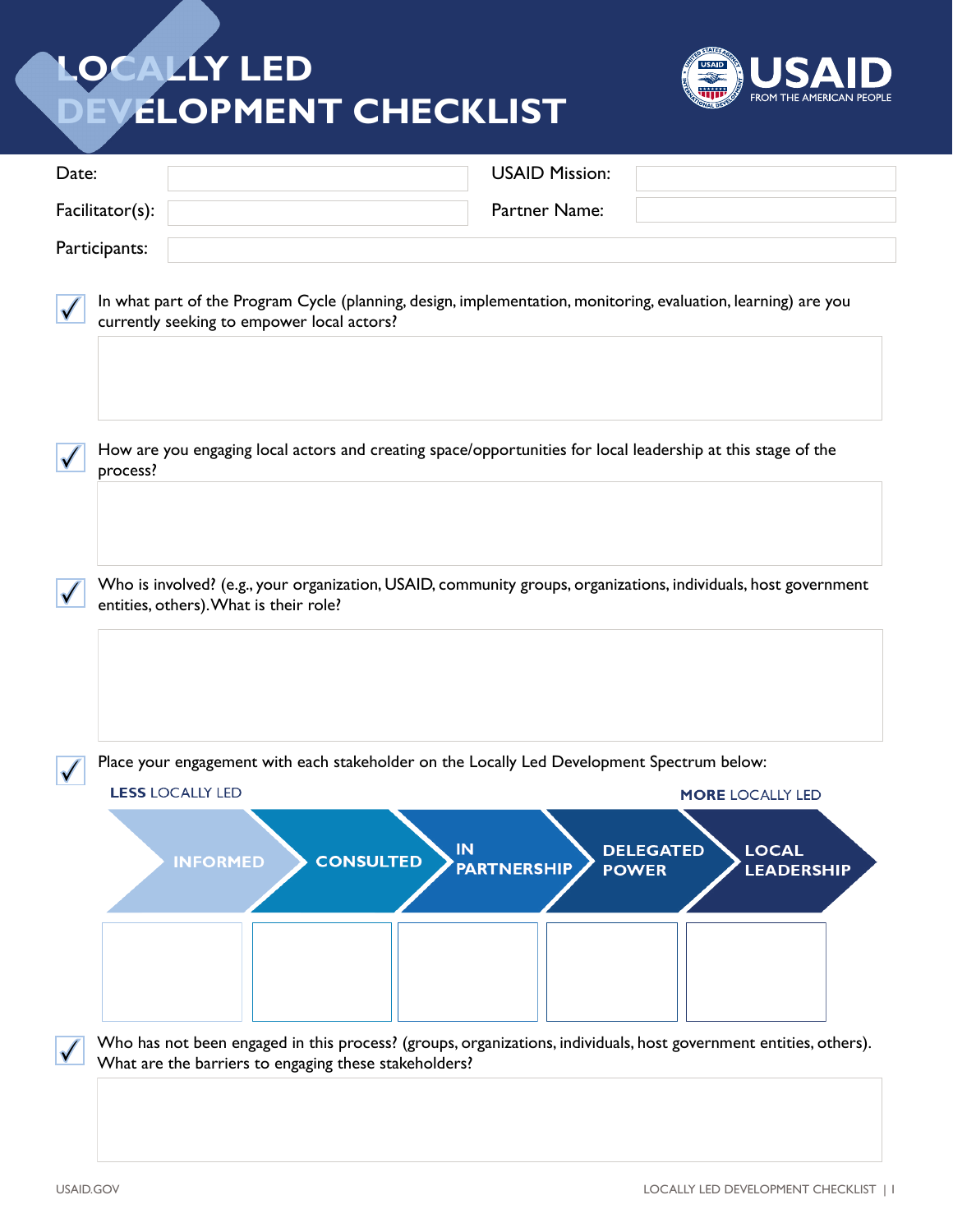# LOCALLY LED DEVELOPMENT CHECKLIST

USAID
FROM THE AMERICAN PEOPLE

| Date: | | USAID Mission: | |
|---|---|---|---|
| Facilitator(s): | | Partner Name: | |
| Participants: | | | |

- ☑ In what part of the Program Cycle (planning, design, implementation, monitoring, evaluation, learning) are you currently seeking to empower local actors?

- ☑ How are you engaging local actors and creating space/opportunities for local leadership at this stage of the process?

- ☑ Who is involved? (e.g., your organization, USAID, community groups, organizations, individuals, host government entities, others). What is their role?

- ☑ Place your engagement with each stakeholder on the Locally Led Development Spectrum below:

**LESS** LOCALLY LED → **MORE** LOCALLY LED

| INFORMED | CONSULTED | IN PARTNERSHIP | DELEGATED POWER | LOCAL LEADERSHIP |
|---|---|---|---|---|
| | | | | |

- ☑ Who has not been engaged in this process? (groups, organizations, individuals, host government entities, others). What are the barriers to engaging these stakeholders?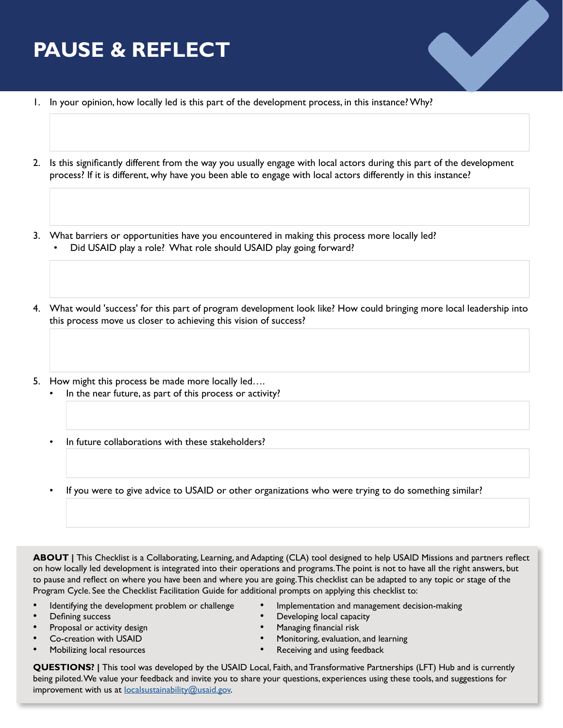# PAUSE & REFLECT

1. In your opinion, how locally led is this part of the development process, in this instance? Why?

2. Is this significantly different from the way you usually engage with local actors during this part of the development process? If it is different, why have you been able to engage with local actors differently in this instance?

3. What barriers or opportunities have you encountered in making this process more locally led?
   - Did USAID play a role? What role should USAID play going forward?

4. What would 'success' for this part of program development look like? How could bringing more local leadership into this process move us closer to achieving this vision of success?

5. How might this process be made more locally led….
   - In the near future, as part of this process or activity?
   - In future collaborations with these stakeholders?
   - If you were to give advice to USAID or other organizations who were trying to do something similar?

**ABOUT |** This Checklist is a Collaborating, Learning, and Adapting (CLA) tool designed to help USAID Missions and partners reflect on how locally led development is integrated into their operations and programs. The point is not to have all the right answers, but to pause and reflect on where you have been and where you are going. This checklist can be adapted to any topic or stage of the Program Cycle. See the Checklist Facilitation Guide for additional prompts on applying this checklist to:

- Identifying the development problem or challenge
- Defining success
- Proposal or activity design
- Co-creation with USAID
- Mobilizing local resources
- Implementation and management decision-making
- Developing local capacity
- Managing financial risk
- Monitoring, evaluation, and learning
- Receiving and using feedback

**QUESTIONS? |** This tool was developed by the USAID Local, Faith, and Transformative Partnerships (LFT) Hub and is currently being piloted. We value your feedback and invite you to share your questions, experiences using these tools, and suggestions for improvement with us at localsustainability@usaid.gov.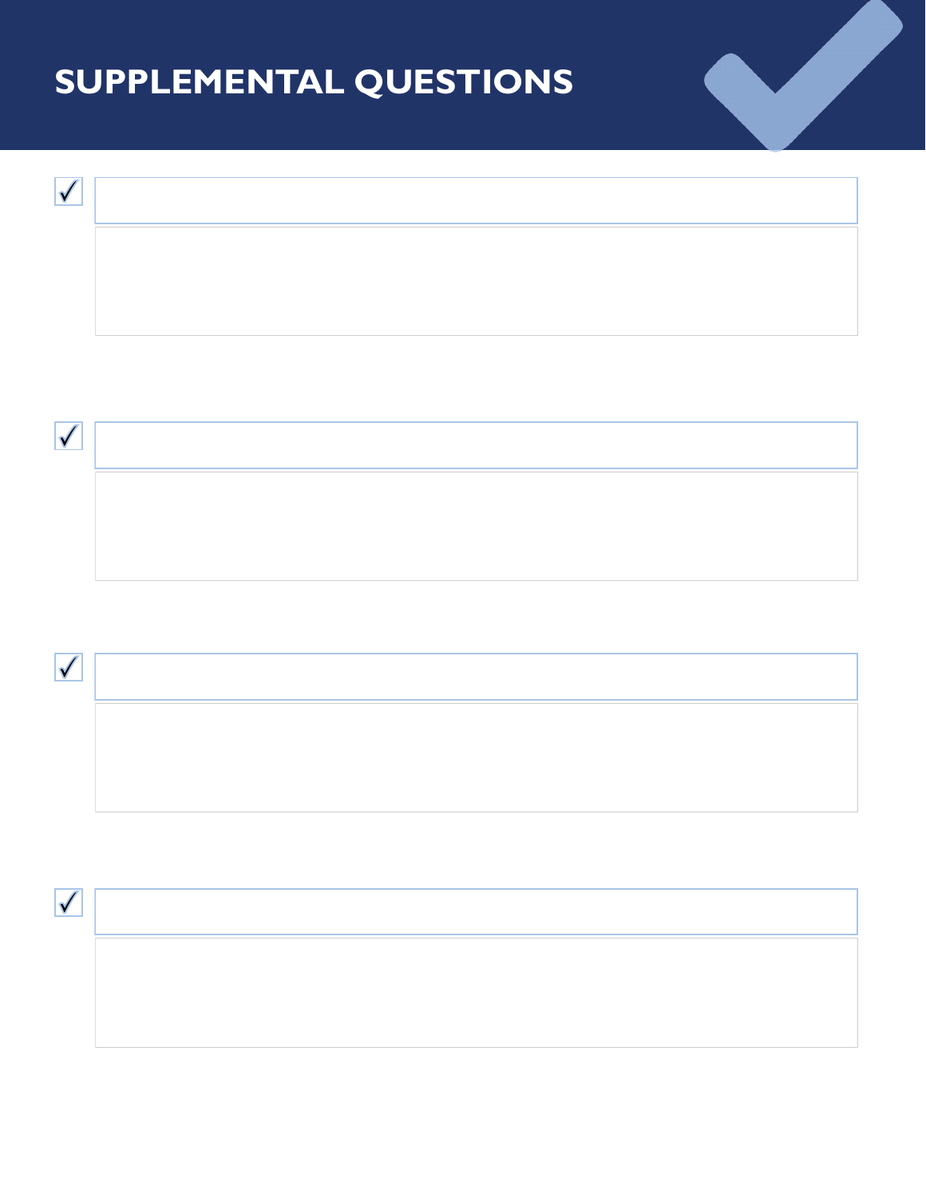# SUPPLEMENTAL QUESTIONS